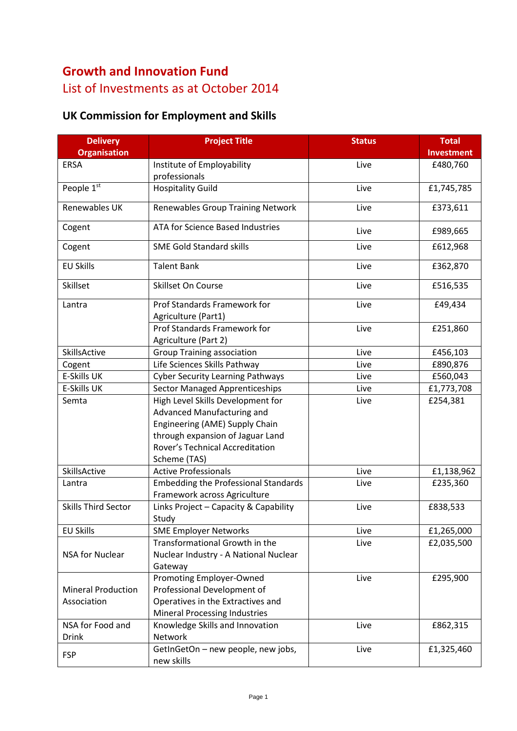# Growth and Innovation Fund

## List of Investments as at October 2014

### UK Commission for Employment and Skills

| Delivery Organisation | Project Title | Status | Total Investment |
|---|---|---|---|
| ERSA | Institute of Employability professionals | Live | £480,760 |
| People 1st | Hospitality Guild | Live | £1,745,785 |
| Renewables UK | Renewables Group Training Network | Live | £373,611 |
| Cogent | ATA for Science Based Industries | Live | £989,665 |
| Cogent | SME Gold Standard skills | Live | £612,968 |
| EU Skills | Talent Bank | Live | £362,870 |
| Skillset | Skillset On Course | Live | £516,535 |
| Lantra | Prof Standards Framework for Agriculture (Part1) | Live | £49,434 |
| | Prof Standards Framework for Agriculture (Part 2) | Live | £251,860 |
| SkillsActive | Group Training association | Live | £456,103 |
| Cogent | Life Sciences Skills Pathway | Live | £890,876 |
| E-Skills UK | Cyber Security Learning Pathways | Live | £560,043 |
| E-Skills UK | Sector Managed Apprenticeships | Live | £1,773,708 |
| Semta | High Level Skills Development for Advanced Manufacturing and Engineering (AME) Supply Chain through expansion of Jaguar Land Rover's Technical Accreditation Scheme (TAS) | Live | £254,381 |
| SkillsActive | Active Professionals | Live | £1,138,962 |
| Lantra | Embedding the Professional Standards Framework across Agriculture | Live | £235,360 |
| Skills Third Sector | Links Project – Capacity & Capability Study | Live | £838,533 |
| EU Skills | SME Employer Networks | Live | £1,265,000 |
| NSA for Nuclear | Transformational Growth in the Nuclear Industry - A National Nuclear Gateway | Live | £2,035,500 |
| Mineral Production Association | Promoting Employer-Owned Professional Development of Operatives in the Extractives and Mineral Processing Industries | Live | £295,900 |
| NSA for Food and Drink | Knowledge Skills and Innovation Network | Live | £862,315 |
| FSP | GetInGetOn – new people, new jobs, new skills | Live | £1,325,460 |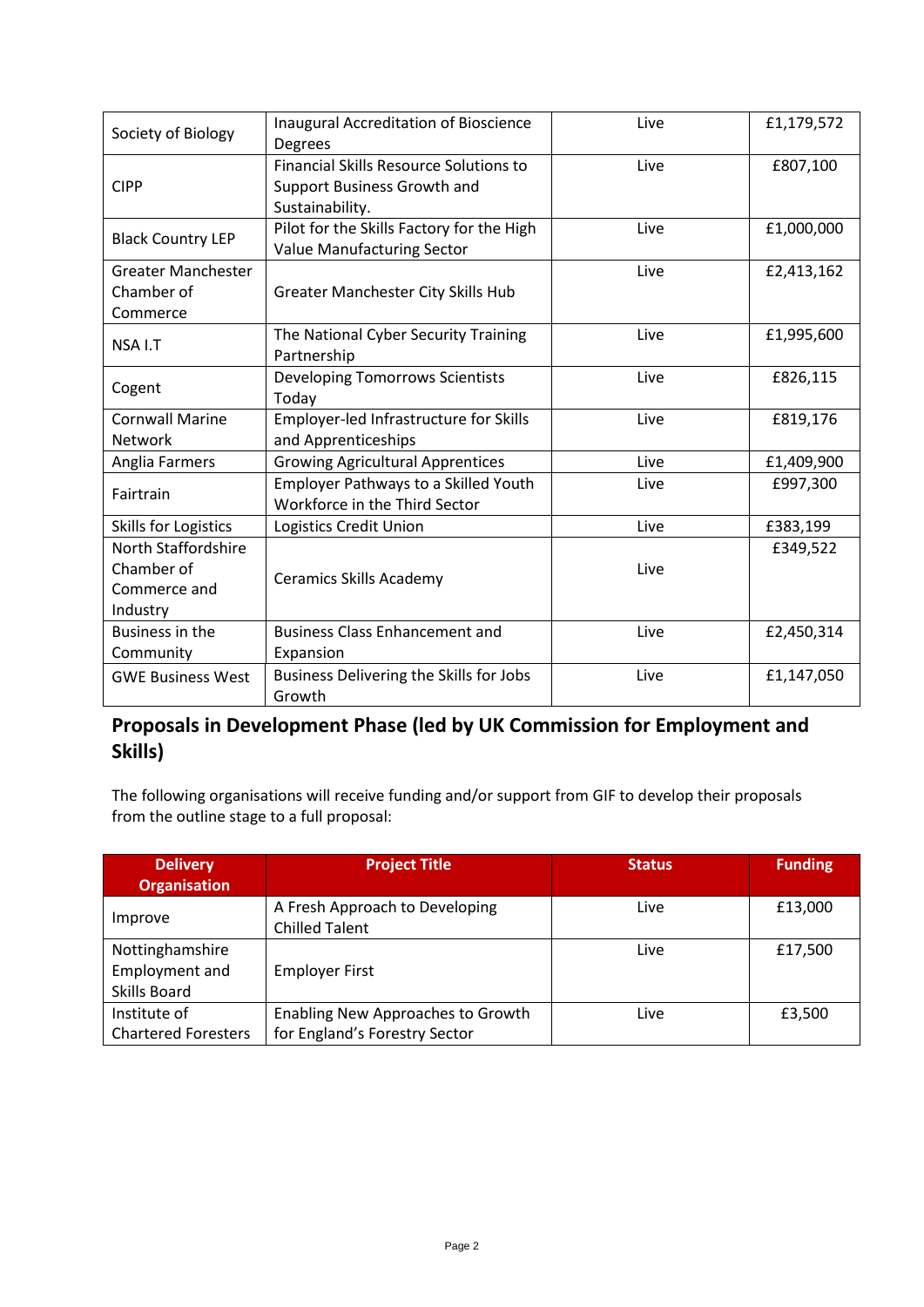| Society of Biology | Inaugural Accreditation of Bioscience Degrees | Live | £1,179,572 |
|---|---|---|---|
| CIPP | Financial Skills Resource Solutions to Support Business Growth and Sustainability. | Live | £807,100 |
| Black Country LEP | Pilot for the Skills Factory for the High Value Manufacturing Sector | Live | £1,000,000 |
| Greater Manchester Chamber of Commerce | Greater Manchester City Skills Hub | Live | £2,413,162 |
| NSA I.T | The National Cyber Security Training Partnership | Live | £1,995,600 |
| Cogent | Developing Tomorrows Scientists Today | Live | £826,115 |
| Cornwall Marine Network | Employer-led Infrastructure for Skills and Apprenticeships | Live | £819,176 |
| Anglia Farmers | Growing Agricultural Apprentices | Live | £1,409,900 |
| Fairtrain | Employer Pathways to a Skilled Youth Workforce in the Third Sector | Live | £997,300 |
| Skills for Logistics | Logistics Credit Union | Live | £383,199 |
| North Staffordshire Chamber of Commerce and Industry | Ceramics Skills Academy | Live | £349,522 |
| Business in the Community | Business Class Enhancement and Expansion | Live | £2,450,314 |
| GWE Business West | Business Delivering the Skills for Jobs Growth | Live | £1,147,050 |

## Proposals in Development Phase (led by UK Commission for Employment and Skills)

The following organisations will receive funding and/or support from GIF to develop their proposals from the outline stage to a full proposal:

| Delivery Organisation | Project Title | Status | Funding |
|---|---|---|---|
| Improve | A Fresh Approach to Developing Chilled Talent | Live | £13,000 |
| Nottinghamshire Employment and Skills Board | Employer First | Live | £17,500 |
| Institute of Chartered Foresters | Enabling New Approaches to Growth for England's Forestry Sector | Live | £3,500 |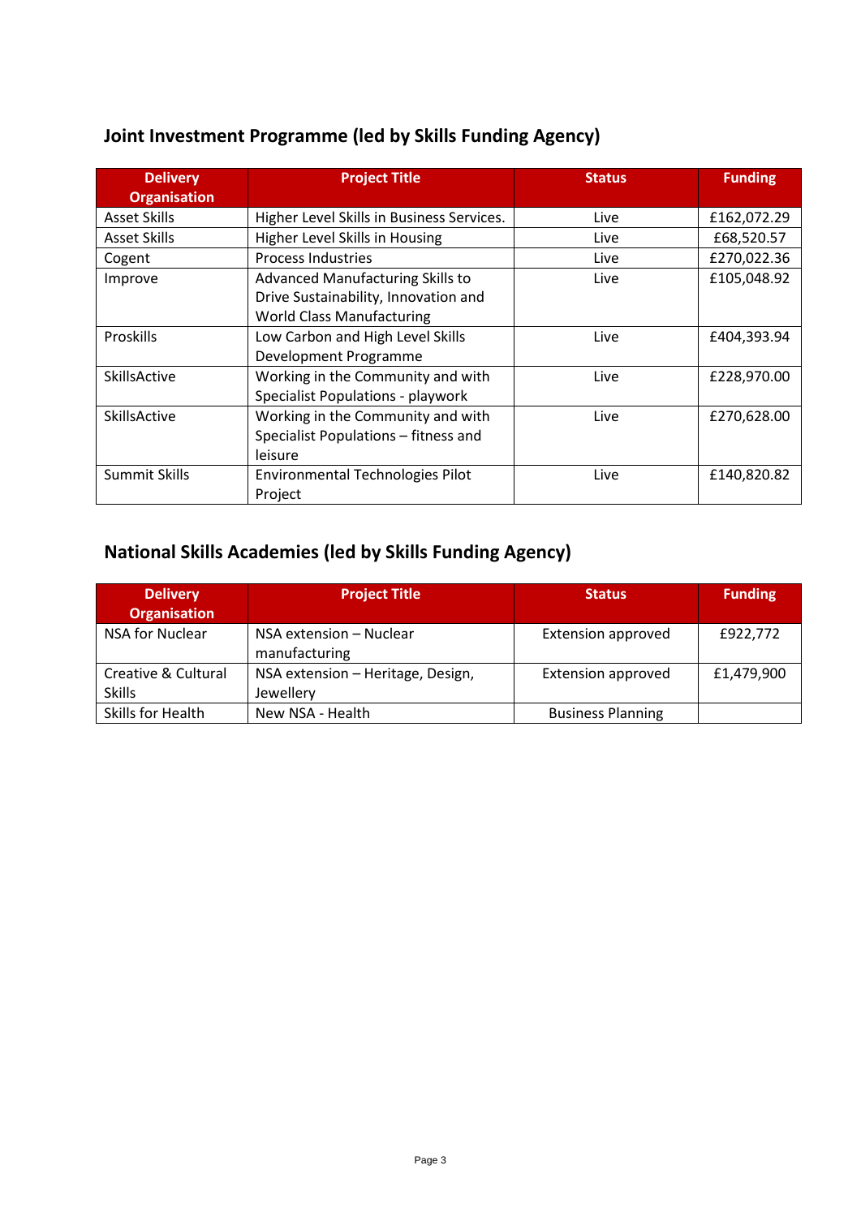## Joint Investment Programme (led by Skills Funding Agency)

| Delivery Organisation | Project Title | Status | Funding |
|---|---|---|---|
| Asset Skills | Higher Level Skills in Business Services. | Live | £162,072.29 |
| Asset Skills | Higher Level Skills in Housing | Live | £68,520.57 |
| Cogent | Process Industries | Live | £270,022.36 |
| Improve | Advanced Manufacturing Skills to Drive Sustainability, Innovation and World Class Manufacturing | Live | £105,048.92 |
| Proskills | Low Carbon and High Level Skills Development Programme | Live | £404,393.94 |
| SkillsActive | Working in the Community and with Specialist Populations - playwork | Live | £228,970.00 |
| SkillsActive | Working in the Community and with Specialist Populations – fitness and leisure | Live | £270,628.00 |
| Summit Skills | Environmental Technologies Pilot Project | Live | £140,820.82 |

## National Skills Academies (led by Skills Funding Agency)

| Delivery Organisation | Project Title | Status | Funding |
|---|---|---|---|
| NSA for Nuclear | NSA extension – Nuclear manufacturing | Extension approved | £922,772 |
| Creative & Cultural Skills | NSA extension – Heritage, Design, Jewellery | Extension approved | £1,479,900 |
| Skills for Health | New NSA - Health | Business Planning | |